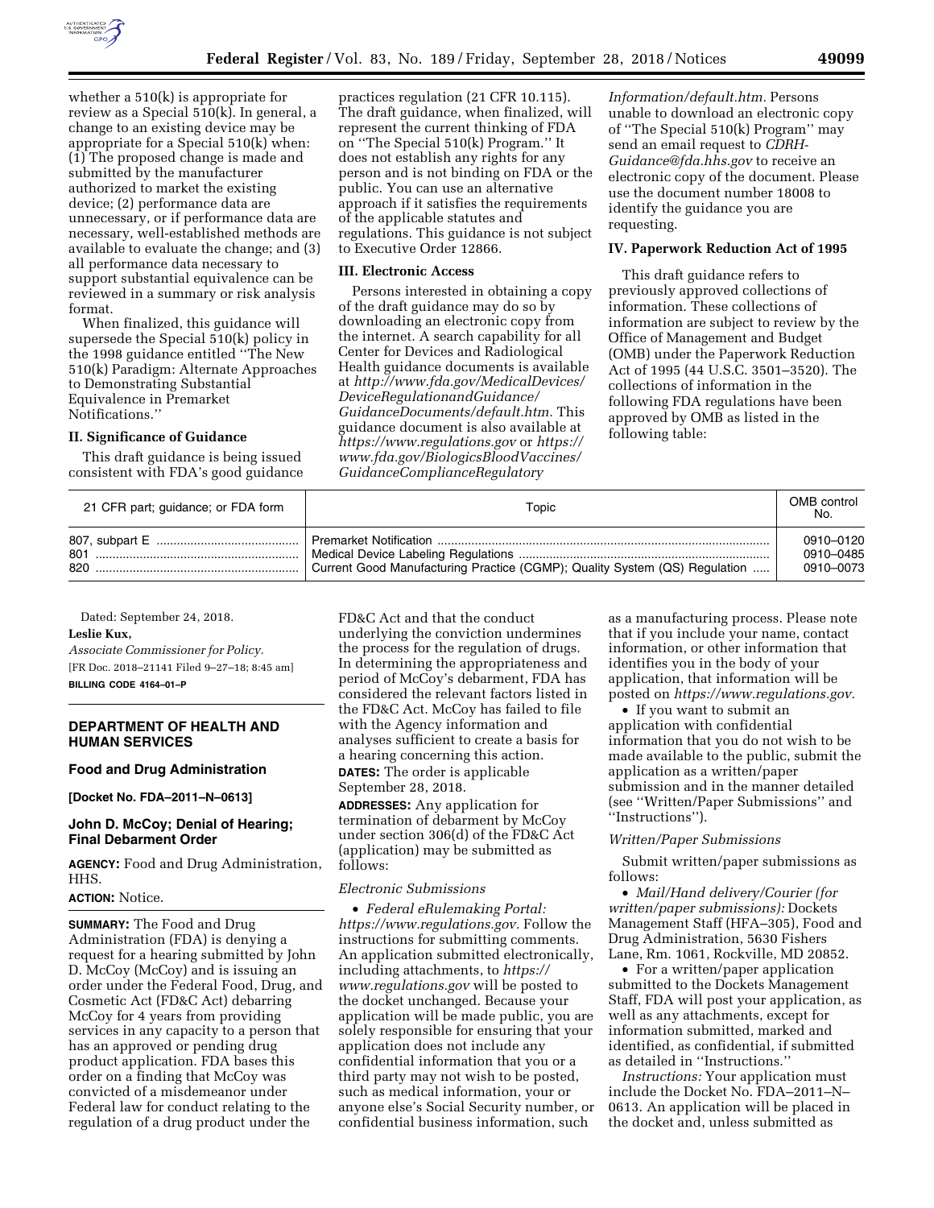whether a 510(k) is appropriate for review as a Special 510(k). In general, a change to an existing device may be appropriate for a Special 510(k) when: (1) The proposed change is made and submitted by the manufacturer authorized to market the existing device; (2) performance data are unnecessary, or if performance data are necessary, well-established methods are available to evaluate the change; and (3) all performance data necessary to support substantial equivalence can be reviewed in a summary or risk analysis format.

When finalized, this guidance will supersede the Special 510(k) policy in the 1998 guidance entitled ''The New 510(k) Paradigm: Alternate Approaches to Demonstrating Substantial Equivalence in Premarket Notifications.''

## II. Significance of Guidance

This draft guidance is being issued consistent with FDA's good guidance practices regulation (21 CFR 10.115). The draft guidance, when finalized, will represent the current thinking of FDA on ''The Special 510(k) Program.'' It does not establish any rights for any person and is not binding on FDA or the public. You can use an alternative approach if it satisfies the requirements of the applicable statutes and regulations. This guidance is not subject to Executive Order 12866.

## III. Electronic Access

Persons interested in obtaining a copy of the draft guidance may do so by downloading an electronic copy from the internet. A search capability for all Center for Devices and Radiological Health guidance documents is available at *http://www.fda.gov/MedicalDevices/DeviceRegulationandGuidance/GuidanceDocuments/default.htm.* This guidance document is also available at *https://www.regulations.gov* or *https://www.fda.gov/BiologicsBloodVaccines/GuidanceComplianceRegulatoryInformation/default.htm.* Persons unable to download an electronic copy of ''The Special 510(k) Program'' may send an email request to *CDRH-Guidance@fda.hhs.gov* to receive an electronic copy of the document. Please use the document number 18008 to identify the guidance you are requesting.

## IV. Paperwork Reduction Act of 1995

This draft guidance refers to previously approved collections of information. These collections of information are subject to review by the Office of Management and Budget (OMB) under the Paperwork Reduction Act of 1995 (44 U.S.C. 3501–3520). The collections of information in the following FDA regulations have been approved by OMB as listed in the following table:

| 21 CFR part; guidance; or FDA form | Topic | OMB control No. |
| --- | --- | --- |
| 807, subpart E | Premarket Notification | 0910–0120 |
| 801 | Medical Device Labeling Regulations | 0910–0485 |
| 820 | Current Good Manufacturing Practice (CGMP); Quality System (QS) Regulation | 0910–0073 |

Dated: September 24, 2018.

**Leslie Kux,**

*Associate Commissioner for Policy.*

[FR Doc. 2018–21141 Filed 9–27–18; 8:45 am]

**BILLING CODE 4164–01–P**

---

## DEPARTMENT OF HEALTH AND HUMAN SERVICES

### Food and Drug Administration

**[Docket No. FDA–2011–N–0613]**

### John D. McCoy; Denial of Hearing; Final Debarment Order

**AGENCY:** Food and Drug Administration, HHS.

**ACTION:** Notice.

**SUMMARY:** The Food and Drug Administration (FDA) is denying a request for a hearing submitted by John D. McCoy (McCoy) and is issuing an order under the Federal Food, Drug, and Cosmetic Act (FD&C Act) debarring McCoy for 4 years from providing services in any capacity to a person that has an approved or pending drug product application. FDA bases this order on a finding that McCoy was convicted of a misdemeanor under Federal law for conduct relating to the regulation of a drug product under the FD&C Act and that the conduct underlying the conviction undermines the process for the regulation of drugs. In determining the appropriateness and period of McCoy's debarment, FDA has considered the relevant factors listed in the FD&C Act. McCoy has failed to file with the Agency information and analyses sufficient to create a basis for a hearing concerning this action.

**DATES:** The order is applicable September 28, 2018.

**ADDRESSES:** Any application for termination of debarment by McCoy under section 306(d) of the FD&C Act (application) may be submitted as follows:

*Electronic Submissions*

- *Federal eRulemaking Portal: https://www.regulations.gov.* Follow the instructions for submitting comments. An application submitted electronically, including attachments, to *https://www.regulations.gov* will be posted to the docket unchanged. Because your application will be made public, you are solely responsible for ensuring that your application does not include any confidential information that you or a third party may not wish to be posted, such as medical information, your or anyone else's Social Security number, or confidential business information, such as a manufacturing process. Please note that if you include your name, contact information, or other information that identifies you in the body of your application, that information will be posted on *https://www.regulations.gov.*
- If you want to submit an application with confidential information that you do not wish to be made available to the public, submit the application as a written/paper submission and in the manner detailed (see ''Written/Paper Submissions'' and ''Instructions'').

*Written/Paper Submissions*

Submit written/paper submissions as follows:

- *Mail/Hand delivery/Courier (for written/paper submissions):* Dockets Management Staff (HFA–305), Food and Drug Administration, 5630 Fishers Lane, Rm. 1061, Rockville, MD 20852.
- For a written/paper application submitted to the Dockets Management Staff, FDA will post your application, as well as any attachments, except for information submitted, marked and identified, as confidential, if submitted as detailed in ''Instructions.''

*Instructions:* Your application must include the Docket No. FDA–2011–N–0613. An application will be placed in the docket and, unless submitted as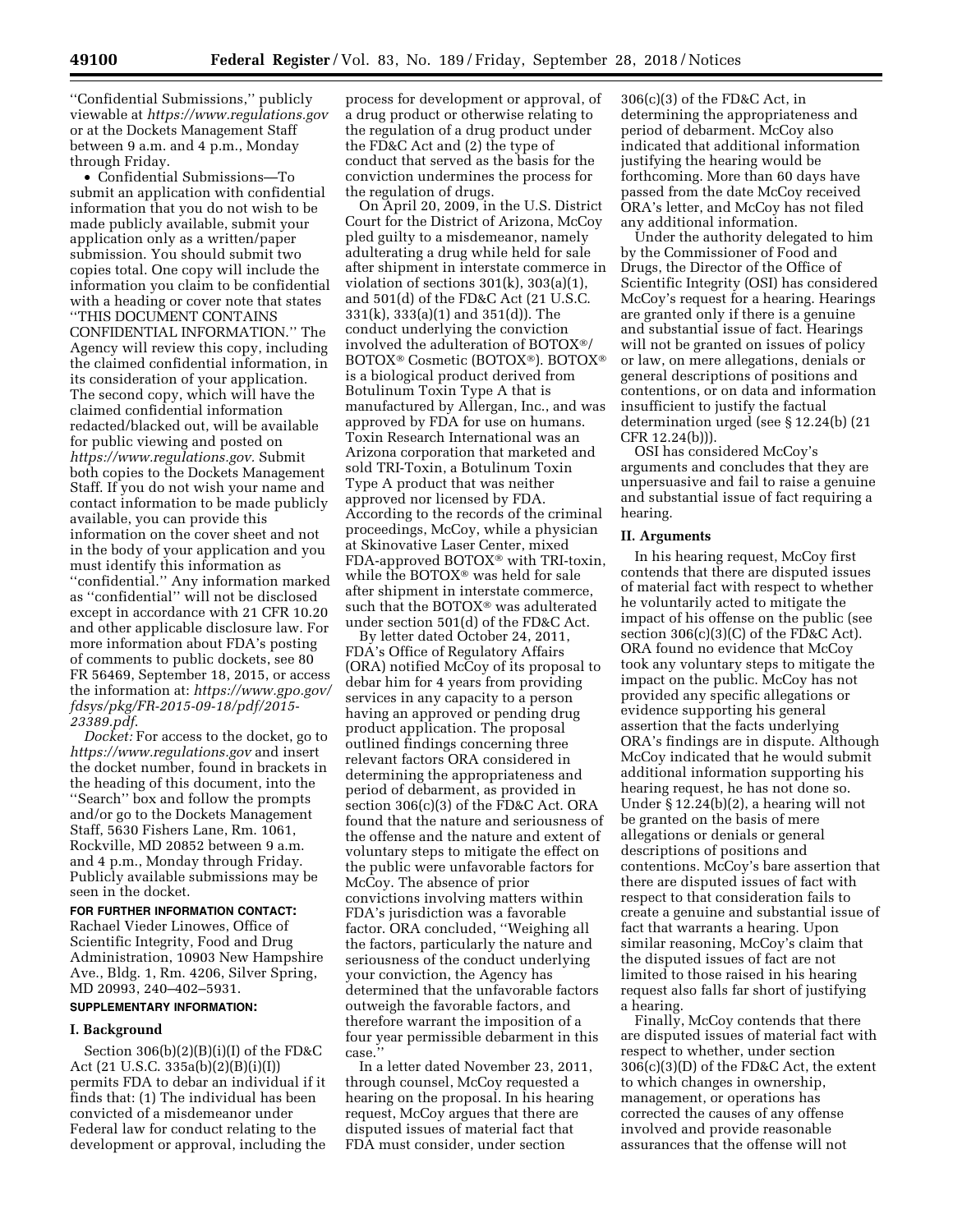"Confidential Submissions," publicly viewable at *https://www.regulations.gov* or at the Dockets Management Staff between 9 a.m. and 4 p.m., Monday through Friday.

- Confidential Submissions—To submit an application with confidential information that you do not wish to be made publicly available, submit your application only as a written/paper submission. You should submit two copies total. One copy will include the information you claim to be confidential with a heading or cover note that states "THIS DOCUMENT CONTAINS CONFIDENTIAL INFORMATION." The Agency will review this copy, including the claimed confidential information, in its consideration of your application. The second copy, which will have the claimed confidential information redacted/blacked out, will be available for public viewing and posted on *https://www.regulations.gov*. Submit both copies to the Dockets Management Staff. If you do not wish your name and contact information to be made publicly available, you can provide this information on the cover sheet and not in the body of your application and you must identify this information as "confidential." Any information marked as "confidential" will not be disclosed except in accordance with 21 CFR 10.20 and other applicable disclosure law. For more information about FDA's posting of comments to public dockets, see 80 FR 56469, September 18, 2015, or access the information at: *https://www.gpo.gov/fdsys/pkg/FR-2015-09-18/pdf/2015-23389.pdf*.

*Docket:* For access to the docket, go to *https://www.regulations.gov* and insert the docket number, found in brackets in the heading of this document, into the "Search" box and follow the prompts and/or go to the Dockets Management Staff, 5630 Fishers Lane, Rm. 1061, Rockville, MD 20852 between 9 a.m. and 4 p.m., Monday through Friday. Publicly available submissions may be seen in the docket.

**FOR FURTHER INFORMATION CONTACT:** Rachael Vieder Linowes, Office of Scientific Integrity, Food and Drug Administration, 10903 New Hampshire Ave., Bldg. 1, Rm. 4206, Silver Spring, MD 20993, 240–402–5931.

**SUPPLEMENTARY INFORMATION:**

## I. Background

Section 306(b)(2)(B)(i)(I) of the FD&C Act (21 U.S.C. 335a(b)(2)(B)(i)(I)) permits FDA to debar an individual if it finds that: (1) The individual has been convicted of a misdemeanor under Federal law for conduct relating to the development or approval, including the process for development or approval, of a drug product or otherwise relating to the regulation of a drug product under the FD&C Act and (2) the type of conduct that served as the basis for the conviction undermines the process for the regulation of drugs.

On April 20, 2009, in the U.S. District Court for the District of Arizona, McCoy pled guilty to a misdemeanor, namely adulterating a drug while held for sale after shipment in interstate commerce in violation of sections 301(k), 303(a)(1), and 501(d) of the FD&C Act (21 U.S.C. 331(k), 333(a)(1) and 351(d)). The conduct underlying the conviction involved the adulteration of BOTOX®/BOTOX® Cosmetic (BOTOX®). BOTOX® is a biological product derived from Botulinum Toxin Type A that is manufactured by Allergan, Inc., and was approved by FDA for use on humans. Toxin Research International was an Arizona corporation that marketed and sold TRI-Toxin, a Botulinum Toxin Type A product that was neither approved nor licensed by FDA. According to the records of the criminal proceedings, McCoy, while a physician at Skinovative Laser Center, mixed FDA-approved BOTOX® with TRI-toxin, while the BOTOX® was held for sale after shipment in interstate commerce, such that the BOTOX® was adulterated under section 501(d) of the FD&C Act.

By letter dated October 24, 2011, FDA's Office of Regulatory Affairs (ORA) notified McCoy of its proposal to debar him for 4 years from providing services in any capacity to a person having an approved or pending drug product application. The proposal outlined findings concerning three relevant factors ORA considered in determining the appropriateness and period of debarment, as provided in section 306(c)(3) of the FD&C Act. ORA found that the nature and seriousness of the offense and the nature and extent of voluntary steps to mitigate the effect on the public were unfavorable factors for McCoy. The absence of prior convictions involving matters within FDA's jurisdiction was a favorable factor. ORA concluded, "Weighing all the factors, particularly the nature and seriousness of the conduct underlying your conviction, the Agency has determined that the unfavorable factors outweigh the favorable factors, and therefore warrant the imposition of a four year permissible debarment in this case."

In a letter dated November 23, 2011, through counsel, McCoy requested a hearing on the proposal. In his hearing request, McCoy argues that there are disputed issues of material fact that FDA must consider, under section 306(c)(3) of the FD&C Act, in determining the appropriateness and period of debarment. McCoy also indicated that additional information justifying the hearing would be forthcoming. More than 60 days have passed from the date McCoy received ORA's letter, and McCoy has not filed any additional information.

Under the authority delegated to him by the Commissioner of Food and Drugs, the Director of the Office of Scientific Integrity (OSI) has considered McCoy's request for a hearing. Hearings are granted only if there is a genuine and substantial issue of fact. Hearings will not be granted on issues of policy or law, on mere allegations, denials or general descriptions of positions and contentions, or on data and information insufficient to justify the factual determination urged (see § 12.24(b) (21 CFR 12.24(b))).

OSI has considered McCoy's arguments and concludes that they are unpersuasive and fail to raise a genuine and substantial issue of fact requiring a hearing.

## II. Arguments

In his hearing request, McCoy first contends that there are disputed issues of material fact with respect to whether he voluntarily acted to mitigate the impact of his offense on the public (see section 306(c)(3)(C) of the FD&C Act). ORA found no evidence that McCoy took any voluntary steps to mitigate the impact on the public. McCoy has not provided any specific allegations or evidence supporting his general assertion that the facts underlying ORA's findings are in dispute. Although McCoy indicated that he would submit additional information supporting his hearing request, he has not done so. Under § 12.24(b)(2), a hearing will not be granted on the basis of mere allegations or denials or general descriptions of positions and contentions. McCoy's bare assertion that there are disputed issues of fact with respect to that consideration fails to create a genuine and substantial issue of fact that warrants a hearing. Upon similar reasoning, McCoy's claim that the disputed issues of fact are not limited to those raised in his hearing request also falls far short of justifying a hearing.

Finally, McCoy contends that there are disputed issues of material fact with respect to whether, under section 306(c)(3)(D) of the FD&C Act, the extent to which changes in ownership, management, or operations has corrected the causes of any offense involved and provide reasonable assurances that the offense will not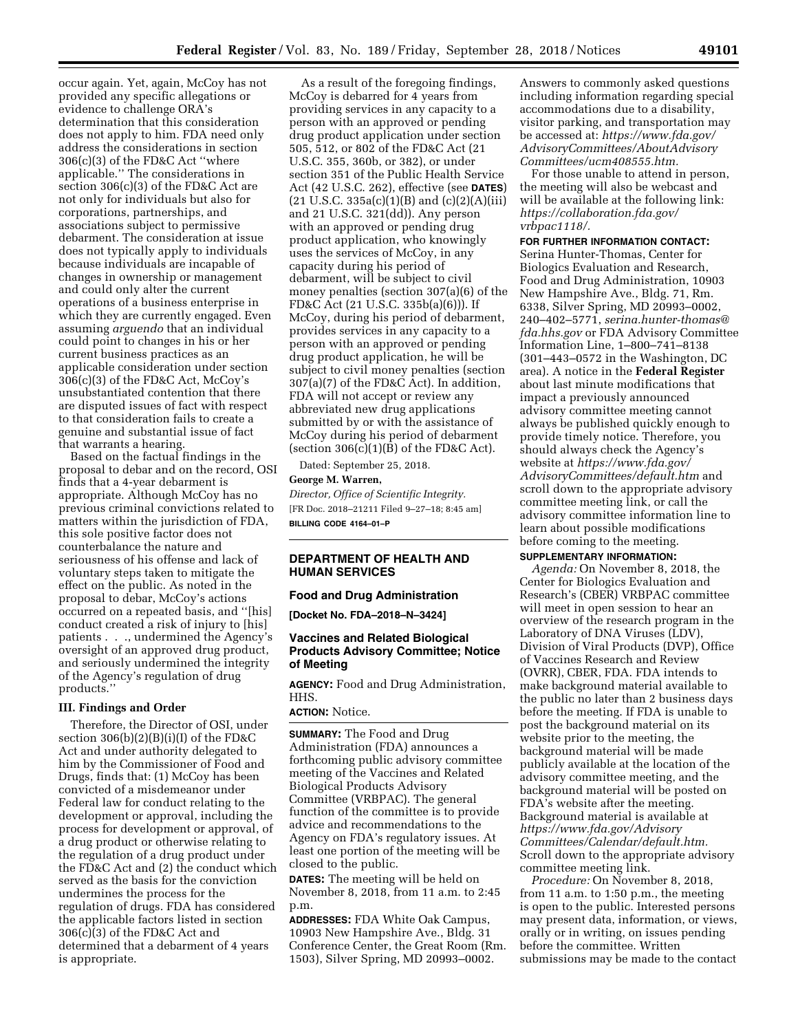occur again. Yet, again, McCoy has not provided any specific allegations or evidence to challenge ORA's determination that this consideration does not apply to him. FDA need only address the considerations in section 306(c)(3) of the FD&C Act "where applicable." The considerations in section 306(c)(3) of the FD&C Act are not only for individuals but also for corporations, partnerships, and associations subject to permissive debarment. The consideration at issue does not typically apply to individuals because individuals are incapable of changes in ownership or management and could only alter the current operations of a business enterprise in which they are currently engaged. Even assuming *arguendo* that an individual could point to changes in his or her current business practices as an applicable consideration under section 306(c)(3) of the FD&C Act, McCoy's unsubstantiated contention that there are disputed issues of fact with respect to that consideration fails to create a genuine and substantial issue of fact that warrants a hearing.

Based on the factual findings in the proposal to debar and on the record, OSI finds that a 4-year debarment is appropriate. Although McCoy has no previous criminal convictions related to matters within the jurisdiction of FDA, this sole positive factor does not counterbalance the nature and seriousness of his offense and lack of voluntary steps taken to mitigate the effect on the public. As noted in the proposal to debar, McCoy's actions occurred on a repeated basis, and "[his] conduct created a risk of injury to [his] patients . . ., undermined the Agency's oversight of an approved drug product, and seriously undermined the integrity of the Agency's regulation of drug products."

### III. Findings and Order

Therefore, the Director of OSI, under section 306(b)(2)(B)(i)(I) of the FD&C Act and under authority delegated to him by the Commissioner of Food and Drugs, finds that: (1) McCoy has been convicted of a misdemeanor under Federal law for conduct relating to the development or approval, including the process for development or approval, of a drug product or otherwise relating to the regulation of a drug product under the FD&C Act and (2) the conduct which served as the basis for the conviction undermines the process for the regulation of drugs. FDA has considered the applicable factors listed in section 306(c)(3) of the FD&C Act and determined that a debarment of 4 years is appropriate.

As a result of the foregoing findings, McCoy is debarred for 4 years from providing services in any capacity to a person with an approved or pending drug product application under section 505, 512, or 802 of the FD&C Act (21 U.S.C. 355, 360b, or 382), or under section 351 of the Public Health Service Act (42 U.S.C. 262), effective (see **DATES**) (21 U.S.C. 335a(c)(1)(B) and (c)(2)(A)(iii) and 21 U.S.C. 321(dd)). Any person with an approved or pending drug product application, who knowingly uses the services of McCoy, in any capacity during his period of debarment, will be subject to civil money penalties (section 307(a)(6) of the FD&C Act (21 U.S.C. 335b(a)(6))). If McCoy, during his period of debarment, provides services in any capacity to a person with an approved or pending drug product application, he will be subject to civil money penalties (section 307(a)(7) of the FD&C Act). In addition, FDA will not accept or review any abbreviated new drug applications submitted by or with the assistance of McCoy during his period of debarment (section 306(c)(1)(B) of the FD&C Act).

Dated: September 25, 2018.

**George M. Warren,**

*Director, Office of Scientific Integrity.*

[FR Doc. 2018–21211 Filed 9–27–18; 8:45 am]

**BILLING CODE 4164–01–P**

## DEPARTMENT OF HEALTH AND HUMAN SERVICES

### Food and Drug Administration

**[Docket No. FDA–2018–N–3424]**

### Vaccines and Related Biological Products Advisory Committee; Notice of Meeting

**AGENCY:** Food and Drug Administration, HHS.

**ACTION:** Notice.

**SUMMARY:** The Food and Drug Administration (FDA) announces a forthcoming public advisory committee meeting of the Vaccines and Related Biological Products Advisory Committee (VRBPAC). The general function of the committee is to provide advice and recommendations to the Agency on FDA's regulatory issues. At least one portion of the meeting will be closed to the public.

**DATES:** The meeting will be held on November 8, 2018, from 11 a.m. to 2:45 p.m.

**ADDRESSES:** FDA White Oak Campus, 10903 New Hampshire Ave., Bldg. 31 Conference Center, the Great Room (Rm. 1503), Silver Spring, MD 20993–0002. Answers to commonly asked questions including information regarding special accommodations due to a disability, visitor parking, and transportation may be accessed at: *https://www.fda.gov/AdvisoryCommittees/AboutAdvisoryCommittees/ucm408555.htm.*

For those unable to attend in person, the meeting will also be webcast and will be available at the following link: *https://collaboration.fda.gov/vrbpac1118/.*

**FOR FURTHER INFORMATION CONTACT:** Serina Hunter-Thomas, Center for Biologics Evaluation and Research, Food and Drug Administration, 10903 New Hampshire Ave., Bldg. 71, Rm. 6338, Silver Spring, MD 20993–0002, 240–402–5771, *serina.hunter-thomas@fda.hhs.gov* or FDA Advisory Committee Information Line, 1–800–741–8138 (301–443–0572 in the Washington, DC area). A notice in the **Federal Register** about last minute modifications that impact a previously announced advisory committee meeting cannot always be published quickly enough to provide timely notice. Therefore, you should always check the Agency's website at *https://www.fda.gov/AdvisoryCommittees/default.htm* and scroll down to the appropriate advisory committee meeting link, or call the advisory committee information line to learn about possible modifications before coming to the meeting.

**SUPPLEMENTARY INFORMATION:**

*Agenda:* On November 8, 2018, the Center for Biologics Evaluation and Research's (CBER) VRBPAC committee will meet in open session to hear an overview of the research program in the Laboratory of DNA Viruses (LDV), Division of Viral Products (DVP), Office of Vaccines Research and Review (OVRR), CBER, FDA. FDA intends to make background material available to the public no later than 2 business days before the meeting. If FDA is unable to post the background material on its website prior to the meeting, the background material will be made publicly available at the location of the advisory committee meeting, and the background material will be posted on FDA's website after the meeting. Background material is available at *https://www.fda.gov/AdvisoryCommittees/Calendar/default.htm.* Scroll down to the appropriate advisory committee meeting link.

*Procedure:* On November 8, 2018, from 11 a.m. to 1:50 p.m., the meeting is open to the public. Interested persons may present data, information, or views, orally or in writing, on issues pending before the committee. Written submissions may be made to the contact